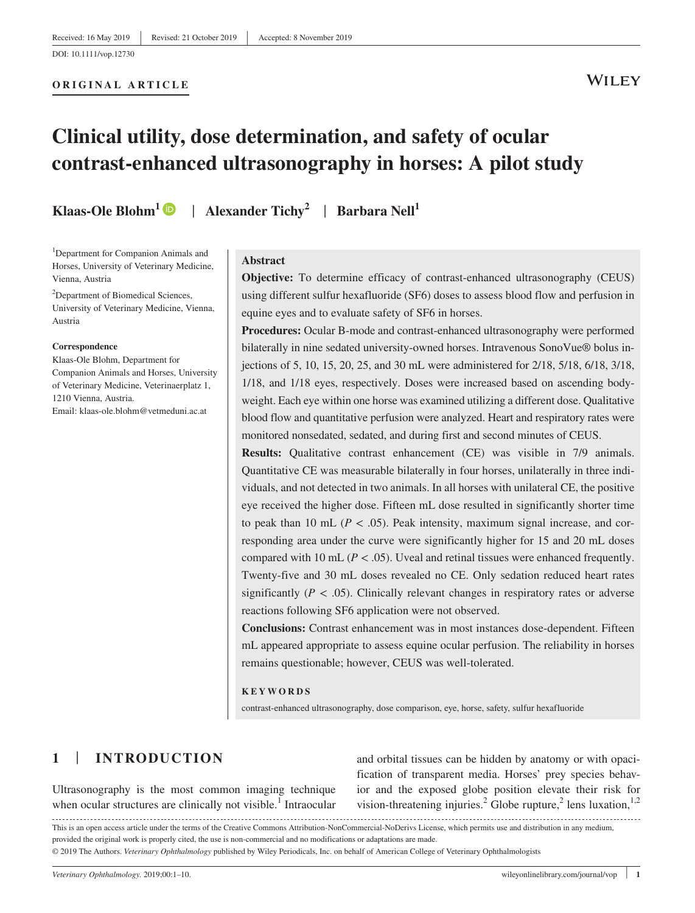Received: 16 May 2019 | Revised: 21 October 2019 | Accepted: 8 November 2019

DOI: 10.1111/vop.12730

**ORIGINAL ARTICLE**

# Clinical utility, dose determination, and safety of ocular contrast-enhanced ultrasonography in horses: A pilot study

**Klaas-Ole Blohm**[1] | **Alexander Tichy**[2] | **Barbara Nell**[1]

[1]Department for Companion Animals and Horses, University of Veterinary Medicine, Vienna, Austria

[2]Department of Biomedical Sciences, University of Veterinary Medicine, Vienna, Austria

**Correspondence**

Klaas-Ole Blohm, Department for Companion Animals and Horses, University of Veterinary Medicine, Veterinaerplatz 1, 1210 Vienna, Austria.

Email: klaas-ole.blohm@vetmeduni.ac.at

## Abstract

**Objective:** To determine efficacy of contrast-enhanced ultrasonography (CEUS) using different sulfur hexafluoride (SF6) doses to assess blood flow and perfusion in equine eyes and to evaluate safety of SF6 in horses.

**Procedures:** Ocular B-mode and contrast-enhanced ultrasonography were performed bilaterally in nine sedated university-owned horses. Intravenous SonoVue® bolus injections of 5, 10, 15, 20, 25, and 30 mL were administered for 2/18, 5/18, 6/18, 3/18, 1/18, and 1/18 eyes, respectively. Doses were increased based on ascending bodyweight. Each eye within one horse was examined utilizing a different dose. Qualitative blood flow and quantitative perfusion were analyzed. Heart and respiratory rates were monitored nonsedated, sedated, and during first and second minutes of CEUS.

**Results:** Qualitative contrast enhancement (CE) was visible in 7/9 animals. Quantitative CE was measurable bilaterally in four horses, unilaterally in three individuals, and not detected in two animals. In all horses with unilateral CE, the positive eye received the higher dose. Fifteen mL dose resulted in significantly shorter time to peak than 10 mL ($P < .05$). Peak intensity, maximum signal increase, and corresponding area under the curve were significantly higher for 15 and 20 mL doses compared with 10 mL ($P < .05$). Uveal and retinal tissues were enhanced frequently. Twenty-five and 30 mL doses revealed no CE. Only sedation reduced heart rates significantly ($P < .05$). Clinically relevant changes in respiratory rates or adverse reactions following SF6 application were not observed.

**Conclusions:** Contrast enhancement was in most instances dose-dependent. Fifteen mL appeared appropriate to assess equine ocular perfusion. The reliability in horses remains questionable; however, CEUS was well-tolerated.

**KEYWORDS**

contrast-enhanced ultrasonography, dose comparison, eye, horse, safety, sulfur hexafluoride

## 1 | INTRODUCTION

Ultrasonography is the most common imaging technique when ocular structures are clinically not visible.[1] Intraocular and orbital tissues can be hidden by anatomy or with opacification of transparent media. Horses' prey species behavior and the exposed globe position elevate their risk for vision-threatening injuries.[2] Globe rupture,[2] lens luxation,[1,2]

This is an open access article under the terms of the Creative Commons Attribution-NonCommercial-NoDerivs License, which permits use and distribution in any medium, provided the original work is properly cited, the use is non-commercial and no modifications or adaptations are made.

© 2019 The Authors. *Veterinary Ophthalmology* published by Wiley Periodicals, Inc. on behalf of American College of Veterinary Ophthalmologists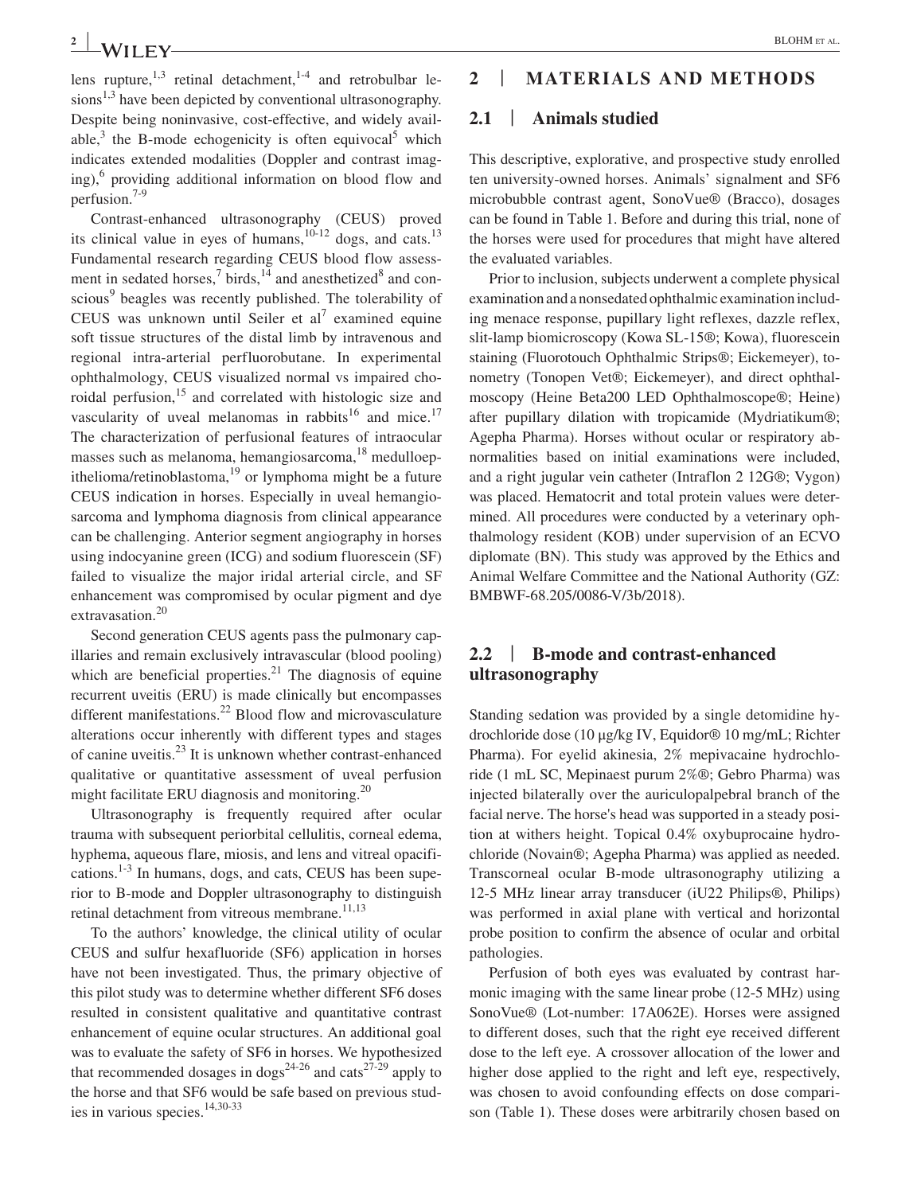lens rupture,[1,3] retinal detachment,[1-4] and retrobulbar lesions[1,3] have been depicted by conventional ultrasonography. Despite being noninvasive, cost-effective, and widely available,[3] the B-mode echogenicity is often equivocal[5] which indicates extended modalities (Doppler and contrast imaging),[6] providing additional information on blood flow and perfusion.[7-9]

Contrast-enhanced ultrasonography (CEUS) proved its clinical value in eyes of humans,[10-12] dogs, and cats.[13] Fundamental research regarding CEUS blood flow assessment in sedated horses,[7] birds,[14] and anesthetized[8] and conscious[9] beagles was recently published. The tolerability of CEUS was unknown until Seiler et al[7] examined equine soft tissue structures of the distal limb by intravenous and regional intra-arterial perfluorobutane. In experimental ophthalmology, CEUS visualized normal vs impaired choroidal perfusion,[15] and correlated with histologic size and vascularity of uveal melanomas in rabbits[16] and mice.[17] The characterization of perfusional features of intraocular masses such as melanoma, hemangiosarcoma,[18] medulloepithelioma/retinoblastoma,[19] or lymphoma might be a future CEUS indication in horses. Especially in uveal hemangiosarcoma and lymphoma diagnosis from clinical appearance can be challenging. Anterior segment angiography in horses using indocyanine green (ICG) and sodium fluorescein (SF) failed to visualize the major iridal arterial circle, and SF enhancement was compromised by ocular pigment and dye extravasation.[20]

Second generation CEUS agents pass the pulmonary capillaries and remain exclusively intravascular (blood pooling) which are beneficial properties.[21] The diagnosis of equine recurrent uveitis (ERU) is made clinically but encompasses different manifestations.[22] Blood flow and microvasculature alterations occur inherently with different types and stages of canine uveitis.[23] It is unknown whether contrast-enhanced qualitative or quantitative assessment of uveal perfusion might facilitate ERU diagnosis and monitoring.[20]

Ultrasonography is frequently required after ocular trauma with subsequent periorbital cellulitis, corneal edema, hyphema, aqueous flare, miosis, and lens and vitreal opacifications.[1-3] In humans, dogs, and cats, CEUS has been superior to B-mode and Doppler ultrasonography to distinguish retinal detachment from vitreous membrane.[11,13]

To the authors' knowledge, the clinical utility of ocular CEUS and sulfur hexafluoride (SF6) application in horses have not been investigated. Thus, the primary objective of this pilot study was to determine whether different SF6 doses resulted in consistent qualitative and quantitative contrast enhancement of equine ocular structures. An additional goal was to evaluate the safety of SF6 in horses. We hypothesized that recommended dosages in dogs[24-26] and cats[27-29] apply to the horse and that SF6 would be safe based on previous studies in various species.[14,30-33]

## 2 | MATERIALS AND METHODS

### 2.1 | Animals studied

This descriptive, explorative, and prospective study enrolled ten university-owned horses. Animals' signalment and SF6 microbubble contrast agent, SonoVue® (Bracco), dosages can be found in Table 1. Before and during this trial, none of the horses were used for procedures that might have altered the evaluated variables.

Prior to inclusion, subjects underwent a complete physical examination and a nonsedated ophthalmic examination including menace response, pupillary light reflexes, dazzle reflex, slit-lamp biomicroscopy (Kowa SL-15®; Kowa), fluorescein staining (Fluorotouch Ophthalmic Strips®; Eickemeyer), tonometry (Tonopen Vet®; Eickemeyer), and direct ophthalmoscopy (Heine Beta200 LED Ophthalmoscope®; Heine) after pupillary dilation with tropicamide (Mydriatikum®; Agepha Pharma). Horses without ocular or respiratory abnormalities based on initial examinations were included, and a right jugular vein catheter (Intraflon 2 12G®; Vygon) was placed. Hematocrit and total protein values were determined. All procedures were conducted by a veterinary ophthalmology resident (KOB) under supervision of an ECVO diplomate (BN). This study was approved by the Ethics and Animal Welfare Committee and the National Authority (GZ: BMBWF-68.205/0086-V/3b/2018).

### 2.2 | B-mode and contrast-enhanced ultrasonography

Standing sedation was provided by a single detomidine hydrochloride dose (10 µg/kg IV, Equidor® 10 mg/mL; Richter Pharma). For eyelid akinesia, 2% mepivacaine hydrochloride (1 mL SC, Mepinaest purum 2%®; Gebro Pharma) was injected bilaterally over the auriculopalpebral branch of the facial nerve. The horse's head was supported in a steady position at withers height. Topical 0.4% oxybuprocaine hydrochloride (Novain®; Agepha Pharma) was applied as needed. Transcorneal ocular B-mode ultrasonography utilizing a 12-5 MHz linear array transducer (iU22 Philips®, Philips) was performed in axial plane with vertical and horizontal probe position to confirm the absence of ocular and orbital pathologies.

Perfusion of both eyes was evaluated by contrast harmonic imaging with the same linear probe (12-5 MHz) using SonoVue® (Lot-number: 17A062E). Horses were assigned to different doses, such that the right eye received different dose to the left eye. A crossover allocation of the lower and higher dose applied to the right and left eye, respectively, was chosen to avoid confounding effects on dose comparison (Table 1). These doses were arbitrarily chosen based on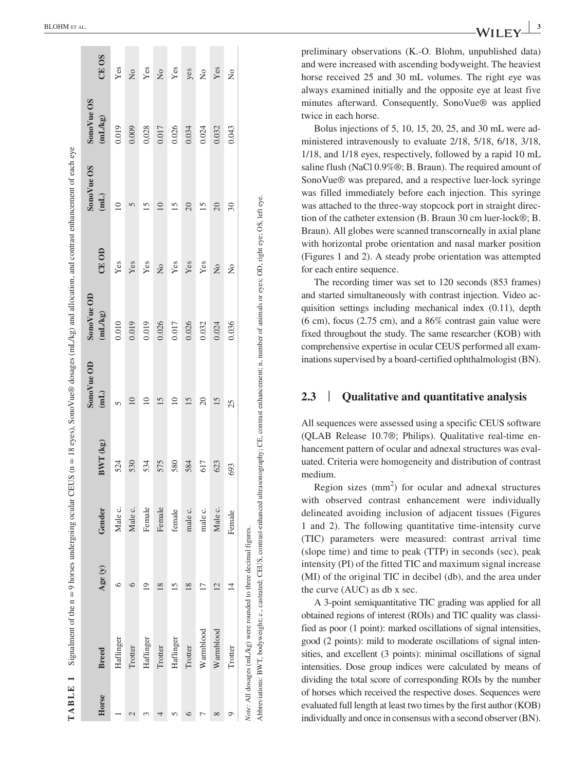**TABLE 1** Signalment of the n = 9 horses undergoing ocular CEUS (n = 18 eyes), SonoVue® dosages (mL/kg) and allocation, and contrast enhancement of each eye

| Horse | Breed | Age (y) | Gender | BWT (kg) | SonoVue OD (mL) | SonoVue OD (mL/kg) | CE OD | SonoVue OS (mL) | SonoVue OS (mL/kg) | CE OS |
|---|---|---|---|---|---|---|---|---|---|---|
| 1 | Haflinger | 6 | Male c. | 524 | 5 | 0.010 | Yes | 10 | 0.019 | Yes |
| 2 | Trotter | 6 | Male c. | 530 | 10 | 0.019 | Yes | 5 | 0.009 | No |
| 3 | Haflinger | 19 | Female | 534 | 10 | 0.019 | Yes | 15 | 0.028 | Yes |
| 4 | Trotter | 18 | Female | 575 | 15 | 0.026 | No | 10 | 0.017 | No |
| 5 | Haflinger | 15 | female | 580 | 10 | 0.017 | Yes | 15 | 0.026 | Yes |
| 6 | Trotter | 18 | male c. | 584 | 15 | 0.026 | Yes | 20 | 0.034 | yes |
| 7 | Warmblood | 17 | male c. | 617 | 20 | 0.032 | Yes | 15 | 0.024 | No |
| 8 | Warmblood | 12 | Male c. | 623 | 15 | 0.024 | No | 20 | 0.032 | Yes |
| 9 | Trotter | 14 | Female | 693 | 25 | 0.036 | No | 30 | 0.043 | No |

*Note*: All dosages (mL/kg) were rounded to three decimal figures.

Abbreviations: BWT, bodyweight; c., castrated; CEUS, contrast-enhanced ultrasonography; CE, contrast enhancement; n, number of animals or eyes; OD, right eye; OS, left eye.

preliminary observations (K.-O. Blohm, unpublished data) and were increased with ascending bodyweight. The heaviest horse received 25 and 30 mL volumes. The right eye was always examined initially and the opposite eye at least five minutes afterward. Consequently, SonoVue® was applied twice in each horse.

Bolus injections of 5, 10, 15, 20, 25, and 30 mL were administered intravenously to evaluate 2/18, 5/18, 6/18, 3/18, 1/18, and 1/18 eyes, respectively, followed by a rapid 10 mL saline flush (NaCl 0.9%®; B. Braun). The required amount of SonoVue® was prepared, and a respective luer-lock syringe was filled immediately before each injection. This syringe was attached to the three-way stopcock port in straight direction of the catheter extension (B. Braun 30 cm luer-lock®; B. Braun). All globes were scanned transcorneally in axial plane with horizontal probe orientation and nasal marker position (Figures 1 and 2). A steady probe orientation was attempted for each entire sequence.

The recording timer was set to 120 seconds (853 frames) and started simultaneously with contrast injection. Video acquisition settings including mechanical index (0.11), depth (6 cm), focus (2.75 cm), and a 86% contrast gain value were fixed throughout the study. The same researcher (KOB) with comprehensive expertise in ocular CEUS performed all examinations supervised by a board-certified ophthalmologist (BN).

## 2.3 | Qualitative and quantitative analysis

All sequences were assessed using a specific CEUS software (QLAB Release 10.7®; Philips). Qualitative real-time enhancement pattern of ocular and adnexal structures was evaluated. Criteria were homogeneity and distribution of contrast medium.

Region sizes (mm$^2$) for ocular and adnexal structures with observed contrast enhancement were individually delineated avoiding inclusion of adjacent tissues (Figures 1 and 2). The following quantitative time-intensity curve (TIC) parameters were measured: contrast arrival time (slope time) and time to peak (TTP) in seconds (sec), peak intensity (PI) of the fitted TIC and maximum signal increase (MI) of the original TIC in decibel (db), and the area under the curve (AUC) as db x sec.

A 3-point semiquantitative TIC grading was applied for all obtained regions of interest (ROIs) and TIC quality was classified as poor (1 point): marked oscillations of signal intensities, good (2 points): mild to moderate oscillations of signal intensities, and excellent (3 points): minimal oscillations of signal intensities. Dose group indices were calculated by means of dividing the total score of corresponding ROIs by the number of horses which received the respective doses. Sequences were evaluated full length at least two times by the first author (KOB) individually and once in consensus with a second observer (BN).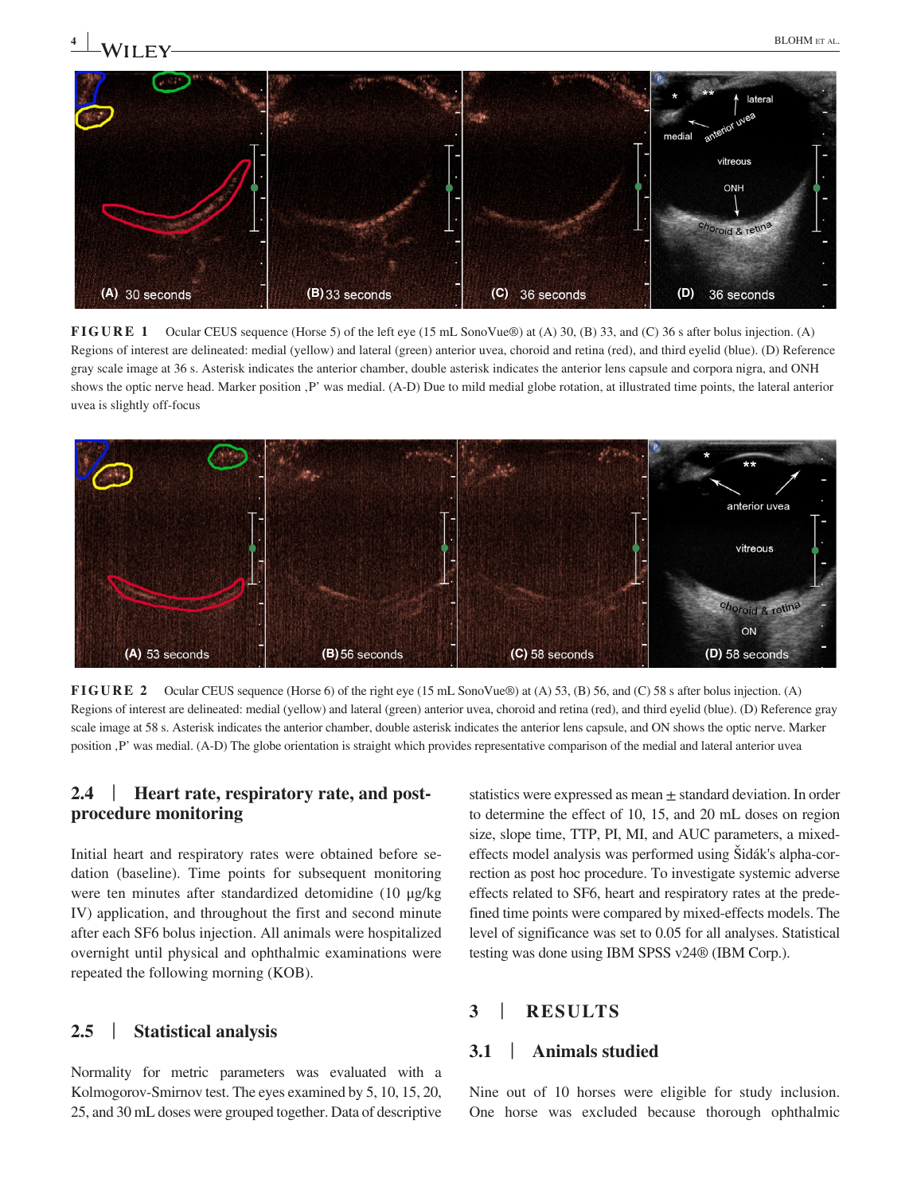**FIGURE 1** Ocular CEUS sequence (Horse 5) of the left eye (15 mL SonoVue®) at (A) 30, (B) 33, and (C) 36 s after bolus injection. (A) Regions of interest are delineated: medial (yellow) and lateral (green) anterior uvea, choroid and retina (red), and third eyelid (blue). (D) Reference gray scale image at 36 s. Asterisk indicates the anterior chamber, double asterisk indicates the anterior lens capsule and corpora nigra, and ONH shows the optic nerve head. Marker position ‚P' was medial. (A-D) Due to mild medial globe rotation, at illustrated time points, the lateral anterior uvea is slightly off-focus

**FIGURE 2** Ocular CEUS sequence (Horse 6) of the right eye (15 mL SonoVue®) at (A) 53, (B) 56, and (C) 58 s after bolus injection. (A) Regions of interest are delineated: medial (yellow) and lateral (green) anterior uvea, choroid and retina (red), and third eyelid (blue). (D) Reference gray scale image at 58 s. Asterisk indicates the anterior chamber, double asterisk indicates the anterior lens capsule, and ON shows the optic nerve. Marker position ‚P' was medial. (A-D) The globe orientation is straight which provides representative comparison of the medial and lateral anterior uvea

### 2.4 | Heart rate, respiratory rate, and post-procedure monitoring

Initial heart and respiratory rates were obtained before sedation (baseline). Time points for subsequent monitoring were ten minutes after standardized detomidine (10 µg/kg IV) application, and throughout the first and second minute after each SF6 bolus injection. All animals were hospitalized overnight until physical and ophthalmic examinations were repeated the following morning (KOB).

### 2.5 | Statistical analysis

Normality for metric parameters was evaluated with a Kolmogorov-Smirnov test. The eyes examined by 5, 10, 15, 20, 25, and 30 mL doses were grouped together. Data of descriptive statistics were expressed as mean ± standard deviation. In order to determine the effect of 10, 15, and 20 mL doses on region size, slope time, TTP, PI, MI, and AUC parameters, a mixed-effects model analysis was performed using Šidák's alpha-correction as post hoc procedure. To investigate systemic adverse effects related to SF6, heart and respiratory rates at the predefined time points were compared by mixed-effects models. The level of significance was set to 0.05 for all analyses. Statistical testing was done using IBM SPSS v24® (IBM Corp.).

## 3 | RESULTS

### 3.1 | Animals studied

Nine out of 10 horses were eligible for study inclusion. One horse was excluded because thorough ophthalmic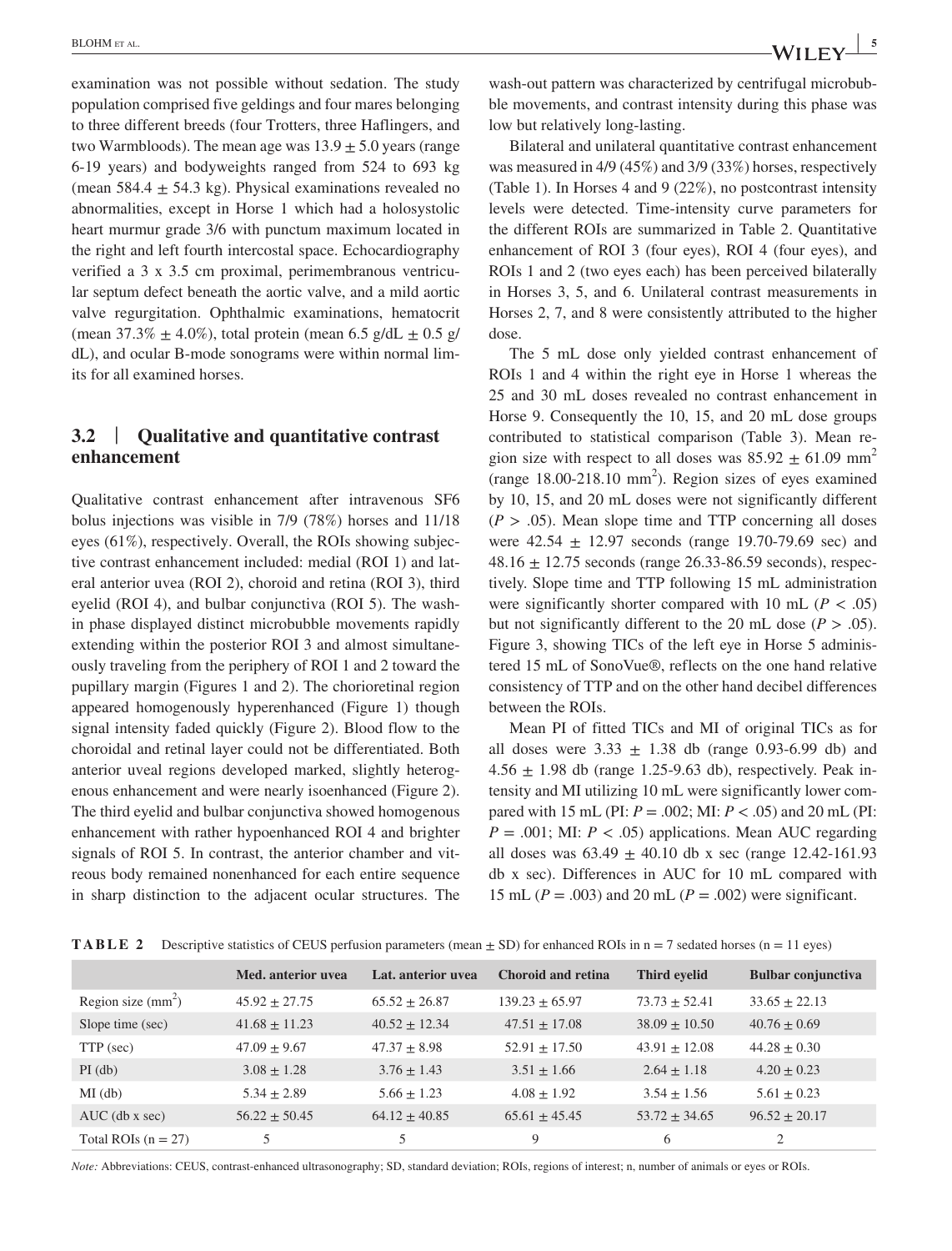examination was not possible without sedation. The study population comprised five geldings and four mares belonging to three different breeds (four Trotters, three Haflingers, and two Warmbloods). The mean age was 13.9 ± 5.0 years (range 6-19 years) and bodyweights ranged from 524 to 693 kg (mean 584.4 ± 54.3 kg). Physical examinations revealed no abnormalities, except in Horse 1 which had a holosystolic heart murmur grade 3/6 with punctum maximum located in the right and left fourth intercostal space. Echocardiography verified a 3 x 3.5 cm proximal, perimembranous ventricular septum defect beneath the aortic valve, and a mild aortic valve regurgitation. Ophthalmic examinations, hematocrit (mean 37.3% ± 4.0%), total protein (mean 6.5 g/dL ± 0.5 g/dL), and ocular B-mode sonograms were within normal limits for all examined horses.

## 3.2 | Qualitative and quantitative contrast enhancement

Qualitative contrast enhancement after intravenous SF6 bolus injections was visible in 7/9 (78%) horses and 11/18 eyes (61%), respectively. Overall, the ROIs showing subjective contrast enhancement included: medial (ROI 1) and lateral anterior uvea (ROI 2), choroid and retina (ROI 3), third eyelid (ROI 4), and bulbar conjunctiva (ROI 5). The wash-in phase displayed distinct microbubble movements rapidly extending within the posterior ROI 3 and almost simultaneously traveling from the periphery of ROI 1 and 2 toward the pupillary margin (Figures 1 and 2). The chorioretinal region appeared homogenously hyperenhanced (Figure 1) though signal intensity faded quickly (Figure 2). Blood flow to the choroidal and retinal layer could not be differentiated. Both anterior uveal regions developed marked, slightly heterogenous enhancement and were nearly isoenhanced (Figure 2). The third eyelid and bulbar conjunctiva showed homogenous enhancement with rather hypoenhanced ROI 4 and brighter signals of ROI 5. In contrast, the anterior chamber and vitreous body remained nonenhanced for each entire sequence in sharp distinction to the adjacent ocular structures. The wash-out pattern was characterized by centrifugal microbubble movements, and contrast intensity during this phase was low but relatively long-lasting.

Bilateral and unilateral quantitative contrast enhancement was measured in 4/9 (45%) and 3/9 (33%) horses, respectively (Table 1). In Horses 4 and 9 (22%), no postcontrast intensity levels were detected. Time-intensity curve parameters for the different ROIs are summarized in Table 2. Quantitative enhancement of ROI 3 (four eyes), ROI 4 (four eyes), and ROIs 1 and 2 (two eyes each) has been perceived bilaterally in Horses 3, 5, and 6. Unilateral contrast measurements in Horses 2, 7, and 8 were consistently attributed to the higher dose.

The 5 mL dose only yielded contrast enhancement of ROIs 1 and 4 within the right eye in Horse 1 whereas the 25 and 30 mL doses revealed no contrast enhancement in Horse 9. Consequently the 10, 15, and 20 mL dose groups contributed to statistical comparison (Table 3). Mean region size with respect to all doses was 85.92 ± 61.09 mm$^2$ (range 18.00-218.10 mm$^2$). Region sizes of eyes examined by 10, 15, and 20 mL doses were not significantly different ($P > .05$). Mean slope time and TTP concerning all doses were 42.54 ± 12.97 seconds (range 19.70-79.69 sec) and 48.16 ± 12.75 seconds (range 26.33-86.59 seconds), respectively. Slope time and TTP following 15 mL administration were significantly shorter compared with 10 mL ($P < .05$) but not significantly different to the 20 mL dose ($P > .05$). Figure 3, showing TICs of the left eye in Horse 5 administered 15 mL of SonoVue®, reflects on the one hand relative consistency of TTP and on the other hand decibel differences between the ROIs.

Mean PI of fitted TICs and MI of original TICs as for all doses were 3.33 ± 1.38 db (range 0.93-6.99 db) and 4.56 ± 1.98 db (range 1.25-9.63 db), respectively. Peak intensity and MI utilizing 10 mL were significantly lower compared with 15 mL (PI: $P = .002$; MI: $P < .05$) and 20 mL (PI: $P = .001$; MI: $P < .05$) applications. Mean AUC regarding all doses was 63.49 ± 40.10 db x sec (range 12.42-161.93 db x sec). Differences in AUC for 10 mL compared with 15 mL ($P = .003$) and 20 mL ($P = .002$) were significant.

**TABLE 2** Descriptive statistics of CEUS perfusion parameters (mean ± SD) for enhanced ROIs in n = 7 sedated horses (n = 11 eyes)

| | Med. anterior uvea | Lat. anterior uvea | Choroid and retina | Third eyelid | Bulbar conjunctiva |
|---|---|---|---|---|---|
| Region size (mm$^2$) | 45.92 ± 27.75 | 65.52 ± 26.87 | 139.23 ± 65.97 | 73.73 ± 52.41 | 33.65 ± 22.13 |
| Slope time (sec) | 41.68 ± 11.23 | 40.52 ± 12.34 | 47.51 ± 17.08 | 38.09 ± 10.50 | 40.76 ± 0.69 |
| TTP (sec) | 47.09 ± 9.67 | 47.37 ± 8.98 | 52.91 ± 17.50 | 43.91 ± 12.08 | 44.28 ± 0.30 |
| PI (db) | 3.08 ± 1.28 | 3.76 ± 1.43 | 3.51 ± 1.66 | 2.64 ± 1.18 | 4.20 ± 0.23 |
| MI (db) | 5.34 ± 2.89 | 5.66 ± 1.23 | 4.08 ± 1.92 | 3.54 ± 1.56 | 5.61 ± 0.23 |
| AUC (db x sec) | 56.22 ± 50.45 | 64.12 ± 40.85 | 65.61 ± 45.45 | 53.72 ± 34.65 | 96.52 ± 20.17 |
| Total ROIs (n = 27) | 5 | 5 | 9 | 6 | 2 |

*Note:* Abbreviations: CEUS, contrast-enhanced ultrasonography; SD, standard deviation; ROIs, regions of interest; n, number of animals or eyes or ROIs.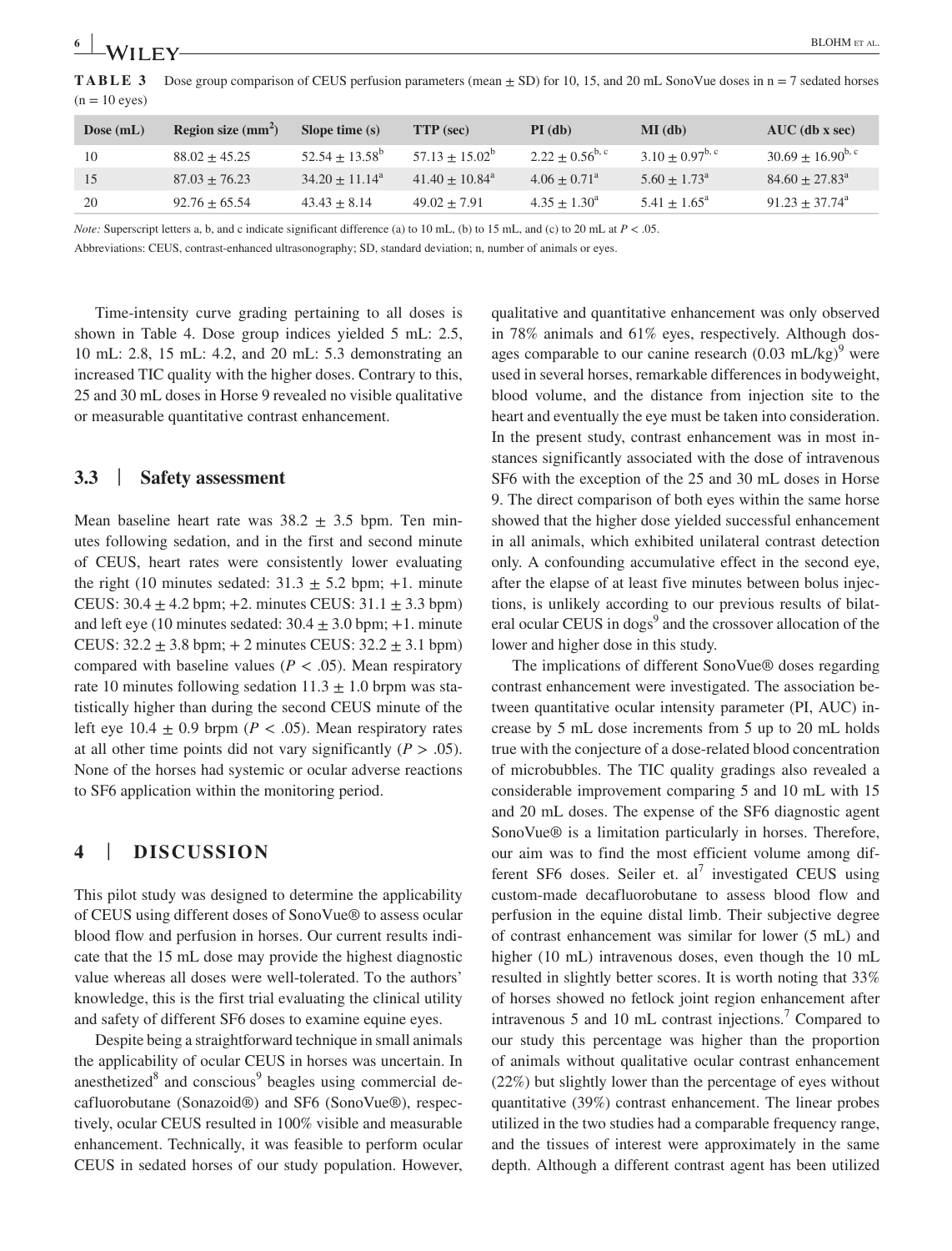**TABLE 3** Dose group comparison of CEUS perfusion parameters (mean ± SD) for 10, 15, and 20 mL SonoVue doses in n = 7 sedated horses (n = 10 eyes)

| Dose (mL) | Region size (mm$^2$) | Slope time (s) | TTP (sec) | PI (db) | MI (db) | AUC (db x sec) |
|---|---|---|---|---|---|---|
| 10 | 88.02 ± 45.25 | 52.54 ± 13.58$^{b}$ | 57.13 ± 15.02$^{b}$ | 2.22 ± 0.56$^{b, c}$ | 3.10 ± 0.97$^{b, c}$ | 30.69 ± 16.90$^{b, c}$ |
| 15 | 87.03 ± 76.23 | 34.20 ± 11.14$^{a}$ | 41.40 ± 10.84$^{a}$ | 4.06 ± 0.71$^{a}$ | 5.60 ± 1.73$^{a}$ | 84.60 ± 27.83$^{a}$ |
| 20 | 92.76 ± 65.54 | 43.43 ± 8.14 | 49.02 ± 7.91 | 4.35 ± 1.30$^{a}$ | 5.41 ± 1.65$^{a}$ | 91.23 ± 37.74$^{a}$ |

*Note:* Superscript letters a, b, and c indicate significant difference (a) to 10 mL, (b) to 15 mL, and (c) to 20 mL at $P < .05$.

Abbreviations: CEUS, contrast-enhanced ultrasonography; SD, standard deviation; n, number of animals or eyes.

Time-intensity curve grading pertaining to all doses is shown in Table 4. Dose group indices yielded 5 mL: 2.5, 10 mL: 2.8, 15 mL: 4.2, and 20 mL: 5.3 demonstrating an increased TIC quality with the higher doses. Contrary to this, 25 and 30 mL doses in Horse 9 revealed no visible qualitative or measurable quantitative contrast enhancement.

### 3.3 | Safety assessment

Mean baseline heart rate was 38.2 ± 3.5 bpm. Ten minutes following sedation, and in the first and second minute of CEUS, heart rates were consistently lower evaluating the right (10 minutes sedated: 31.3 ± 5.2 bpm; +1. minute CEUS: 30.4 ± 4.2 bpm; +2. minutes CEUS: 31.1 ± 3.3 bpm) and left eye (10 minutes sedated: 30.4 ± 3.0 bpm; +1. minute CEUS: 32.2 ± 3.8 bpm; + 2 minutes CEUS: 32.2 ± 3.1 bpm) compared with baseline values ($P < .05$). Mean respiratory rate 10 minutes following sedation 11.3 ± 1.0 brpm was statistically higher than during the second CEUS minute of the left eye 10.4 ± 0.9 brpm ($P < .05$). Mean respiratory rates at all other time points did not vary significantly ($P > .05$). None of the horses had systemic or ocular adverse reactions to SF6 application within the monitoring period.

## 4 | DISCUSSION

This pilot study was designed to determine the applicability of CEUS using different doses of SonoVue® to assess ocular blood flow and perfusion in horses. Our current results indicate that the 15 mL dose may provide the highest diagnostic value whereas all doses were well-tolerated. To the authors' knowledge, this is the first trial evaluating the clinical utility and safety of different SF6 doses to examine equine eyes.

Despite being a straightforward technique in small animals the applicability of ocular CEUS in horses was uncertain. In anesthetized[8] and conscious[9] beagles using commercial decafluorobutane (Sonazoid®) and SF6 (SonoVue®), respectively, ocular CEUS resulted in 100% visible and measurable enhancement. Technically, it was feasible to perform ocular CEUS in sedated horses of our study population. However, qualitative and quantitative enhancement was only observed in 78% animals and 61% eyes, respectively. Although dosages comparable to our canine research (0.03 mL/kg)[9] were used in several horses, remarkable differences in bodyweight, blood volume, and the distance from injection site to the heart and eventually the eye must be taken into consideration. In the present study, contrast enhancement was in most instances significantly associated with the dose of intravenous SF6 with the exception of the 25 and 30 mL doses in Horse 9. The direct comparison of both eyes within the same horse showed that the higher dose yielded successful enhancement in all animals, which exhibited unilateral contrast detection only. A confounding accumulative effect in the second eye, after the elapse of at least five minutes between bolus injections, is unlikely according to our previous results of bilateral ocular CEUS in dogs[9] and the crossover allocation of the lower and higher dose in this study.

The implications of different SonoVue® doses regarding contrast enhancement were investigated. The association between quantitative ocular intensity parameter (PI, AUC) increase by 5 mL dose increments from 5 up to 20 mL holds true with the conjecture of a dose-related blood concentration of microbubbles. The TIC quality gradings also revealed a considerable improvement comparing 5 and 10 mL with 15 and 20 mL doses. The expense of the SF6 diagnostic agent SonoVue® is a limitation particularly in horses. Therefore, our aim was to find the most efficient volume among different SF6 doses. Seiler et. al[7] investigated CEUS using custom-made decafluorobutane to assess blood flow and perfusion in the equine distal limb. Their subjective degree of contrast enhancement was similar for lower (5 mL) and higher (10 mL) intravenous doses, even though the 10 mL resulted in slightly better scores. It is worth noting that 33% of horses showed no fetlock joint region enhancement after intravenous 5 and 10 mL contrast injections.[7] Compared to our study this percentage was higher than the proportion of animals without qualitative ocular contrast enhancement (22%) but slightly lower than the percentage of eyes without quantitative (39%) contrast enhancement. The linear probes utilized in the two studies had a comparable frequency range, and the tissues of interest were approximately in the same depth. Although a different contrast agent has been utilized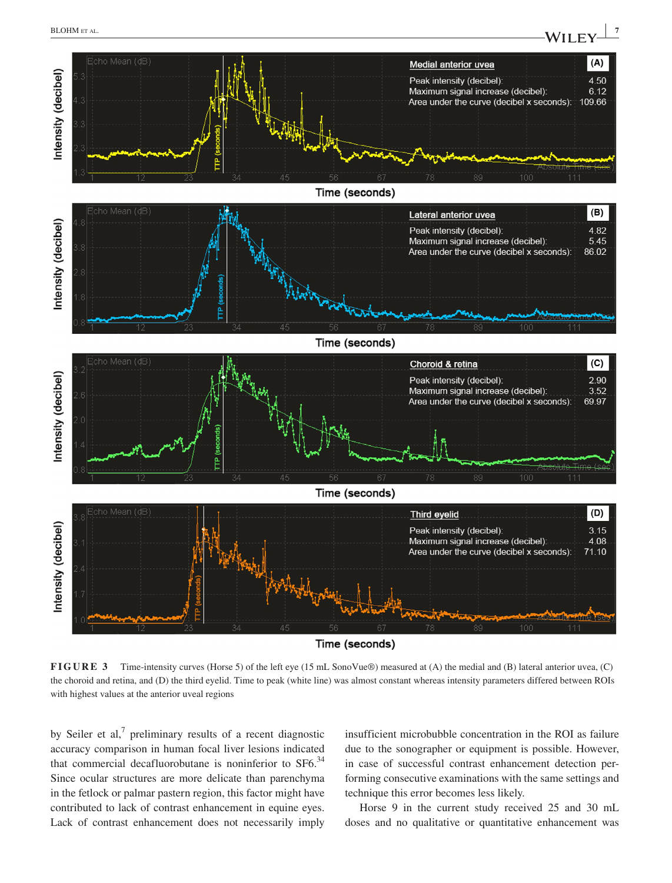**FIGURE 3** Time-intensity curves (Horse 5) of the left eye (15 mL SonoVue®) measured at (A) the medial and (B) lateral anterior uvea, (C) the choroid and retina, and (D) the third eyelid. Time to peak (white line) was almost constant whereas intensity parameters differed between ROIs with highest values at the anterior uveal regions

by Seiler et al,[7] preliminary results of a recent diagnostic accuracy comparison in human focal liver lesions indicated that commercial decafluorobutane is noninferior to SF6.[34] Since ocular structures are more delicate than parenchyma in the fetlock or palmar pastern region, this factor might have contributed to lack of contrast enhancement in equine eyes. Lack of contrast enhancement does not necessarily imply insufficient microbubble concentration in the ROI as failure due to the sonographer or equipment is possible. However, in case of successful contrast enhancement detection performing consecutive examinations with the same settings and technique this error becomes less likely.

Horse 9 in the current study received 25 and 30 mL doses and no qualitative or quantitative enhancement was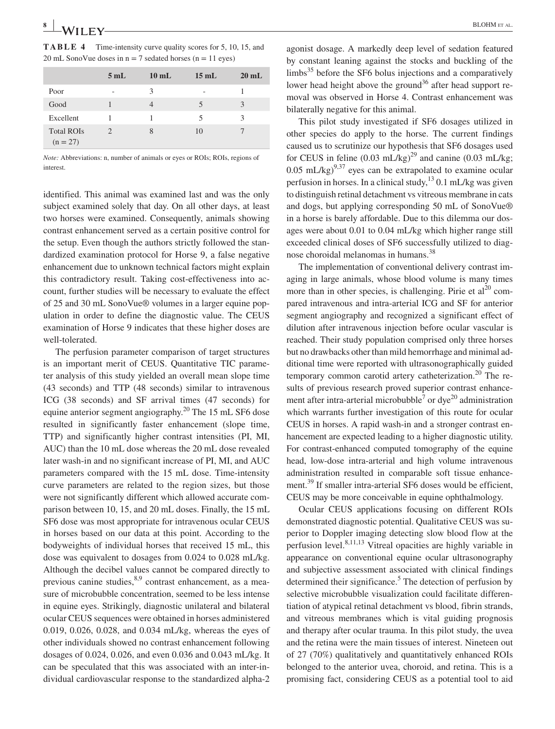**TABLE 4** Time-intensity curve quality scores for 5, 10, 15, and 20 mL SonoVue doses in n = 7 sedated horses (n = 11 eyes)

| | 5 mL | 10 mL | 15 mL | 20 mL |
|---|---|---|---|---|
| Poor | - | 3 | - | 1 |
| Good | 1 | 4 | 5 | 3 |
| Excellent | 1 | 1 | 5 | 3 |
| Total ROIs (n = 27) | 2 | 8 | 10 | 7 |

*Note:* Abbreviations: n, number of animals or eyes or ROIs; ROIs, regions of interest.

identified. This animal was examined last and was the only subject examined solely that day. On all other days, at least two horses were examined. Consequently, animals showing contrast enhancement served as a certain positive control for the setup. Even though the authors strictly followed the standardized examination protocol for Horse 9, a false negative enhancement due to unknown technical factors might explain this contradictory result. Taking cost-effectiveness into account, further studies will be necessary to evaluate the effect of 25 and 30 mL SonoVue® volumes in a larger equine population in order to define the diagnostic value. The CEUS examination of Horse 9 indicates that these higher doses are well-tolerated.

The perfusion parameter comparison of target structures is an important merit of CEUS. Quantitative TIC parameter analysis of this study yielded an overall mean slope time (43 seconds) and TTP (48 seconds) similar to intravenous ICG (38 seconds) and SF arrival times (47 seconds) for equine anterior segment angiography.[20] The 15 mL SF6 dose resulted in significantly faster enhancement (slope time, TTP) and significantly higher contrast intensities (PI, MI, AUC) than the 10 mL dose whereas the 20 mL dose revealed later wash-in and no significant increase of PI, MI, and AUC parameters compared with the 15 mL dose. Time-intensity curve parameters are related to the region sizes, but those were not significantly different which allowed accurate comparison between 10, 15, and 20 mL doses. Finally, the 15 mL SF6 dose was most appropriate for intravenous ocular CEUS in horses based on our data at this point. According to the bodyweights of individual horses that received 15 mL, this dose was equivalent to dosages from 0.024 to 0.028 mL/kg. Although the decibel values cannot be compared directly to previous canine studies,[8,9] contrast enhancement, as a measure of microbubble concentration, seemed to be less intense in equine eyes. Strikingly, diagnostic unilateral and bilateral ocular CEUS sequences were obtained in horses administered 0.019, 0.026, 0.028, and 0.034 mL/kg, whereas the eyes of other individuals showed no contrast enhancement following dosages of 0.024, 0.026, and even 0.036 and 0.043 mL/kg. It can be speculated that this was associated with an inter-individual cardiovascular response to the standardized alpha-2 agonist dosage. A markedly deep level of sedation featured by constant leaning against the stocks and buckling of the limbs[35] before the SF6 bolus injections and a comparatively lower head height above the ground[36] after head support removal was observed in Horse 4. Contrast enhancement was bilaterally negative for this animal.

This pilot study investigated if SF6 dosages utilized in other species do apply to the horse. The current findings caused us to scrutinize our hypothesis that SF6 dosages used for CEUS in feline (0.03 mL/kg)[29] and canine (0.03 mL/kg; 0.05 mL/kg)[9,37] eyes can be extrapolated to examine ocular perfusion in horses. In a clinical study,[13] 0.1 mL/kg was given to distinguish retinal detachment vs vitreous membrane in cats and dogs, but applying corresponding 50 mL of SonoVue® in a horse is barely affordable. Due to this dilemma our dosages were about 0.01 to 0.04 mL/kg which higher range still exceeded clinical doses of SF6 successfully utilized to diagnose choroidal melanomas in humans.[38]

The implementation of conventional delivery contrast imaging in large animals, whose blood volume is many times more than in other species, is challenging. Pirie et al[20] compared intravenous and intra-arterial ICG and SF for anterior segment angiography and recognized a significant effect of dilution after intravenous injection before ocular vascular is reached. Their study population comprised only three horses but no drawbacks other than mild hemorrhage and minimal additional time were reported with ultrasonographically guided temporary common carotid artery catheterization.[20] The results of previous research proved superior contrast enhancement after intra-arterial microbubble[7] or dye[20] administration which warrants further investigation of this route for ocular CEUS in horses. A rapid wash-in and a stronger contrast enhancement are expected leading to a higher diagnostic utility. For contrast-enhanced computed tomography of the equine head, low-dose intra-arterial and high volume intravenous administration resulted in comparable soft tissue enhancement.[39] If smaller intra-arterial SF6 doses would be efficient, CEUS may be more conceivable in equine ophthalmology.

Ocular CEUS applications focusing on different ROIs demonstrated diagnostic potential. Qualitative CEUS was superior to Doppler imaging detecting slow blood flow at the perfusion level.[8,11,13] Vitreal opacities are highly variable in appearance on conventional equine ocular ultrasonography and subjective assessment associated with clinical findings determined their significance.[5] The detection of perfusion by selective microbubble visualization could facilitate differentiation of atypical retinal detachment vs blood, fibrin strands, and vitreous membranes which is vital guiding prognosis and therapy after ocular trauma. In this pilot study, the uvea and the retina were the main tissues of interest. Nineteen out of 27 (70%) qualitatively and quantitatively enhanced ROIs belonged to the anterior uvea, choroid, and retina. This is a promising fact, considering CEUS as a potential tool to aid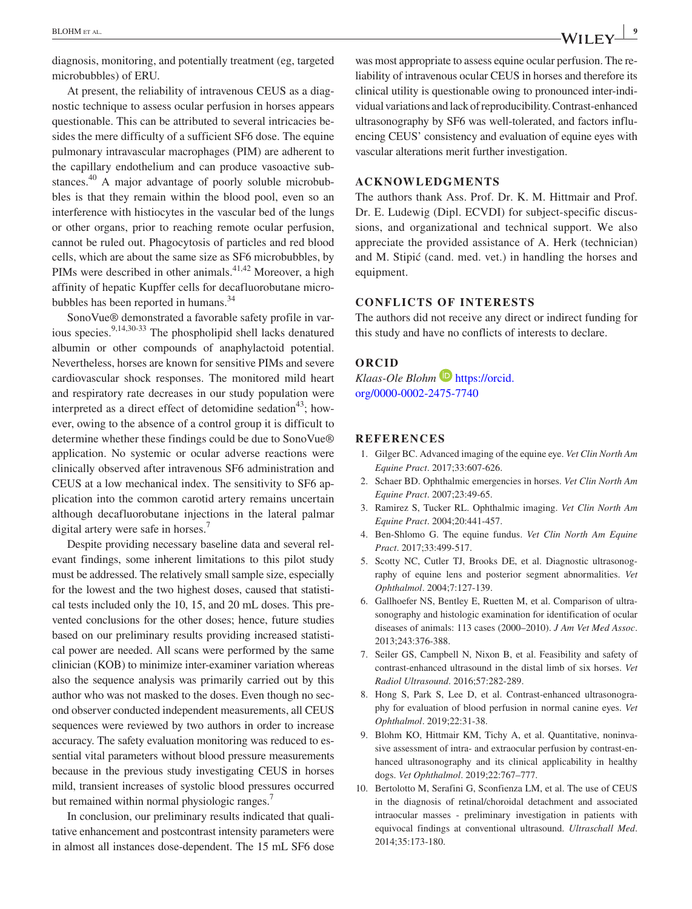diagnosis, monitoring, and potentially treatment (eg, targeted microbubbles) of ERU.

At present, the reliability of intravenous CEUS as a diagnostic technique to assess ocular perfusion in horses appears questionable. This can be attributed to several intricacies besides the mere difficulty of a sufficient SF6 dose. The equine pulmonary intravascular macrophages (PIM) are adherent to the capillary endothelium and can produce vasoactive substances.[40] A major advantage of poorly soluble microbubbles is that they remain within the blood pool, even so an interference with histiocytes in the vascular bed of the lungs or other organs, prior to reaching remote ocular perfusion, cannot be ruled out. Phagocytosis of particles and red blood cells, which are about the same size as SF6 microbubbles, by PIMs were described in other animals.[41,42] Moreover, a high affinity of hepatic Kupffer cells for decafluorobutane microbubbles has been reported in humans.[34]

SonoVue® demonstrated a favorable safety profile in various species.[9,14,30-33] The phospholipid shell lacks denatured albumin or other compounds of anaphylactoid potential. Nevertheless, horses are known for sensitive PIMs and severe cardiovascular shock responses. The monitored mild heart and respiratory rate decreases in our study population were interpreted as a direct effect of detomidine sedation[43]; however, owing to the absence of a control group it is difficult to determine whether these findings could be due to SonoVue® application. No systemic or ocular adverse reactions were clinically observed after intravenous SF6 administration and CEUS at a low mechanical index. The sensitivity to SF6 application into the common carotid artery remains uncertain although decafluorobutane injections in the lateral palmar digital artery were safe in horses.[7]

Despite providing necessary baseline data and several relevant findings, some inherent limitations to this pilot study must be addressed. The relatively small sample size, especially for the lowest and the two highest doses, caused that statistical tests included only the 10, 15, and 20 mL doses. This prevented conclusions for the other doses; hence, future studies based on our preliminary results providing increased statistical power are needed. All scans were performed by the same clinician (KOB) to minimize inter-examiner variation whereas also the sequence analysis was primarily carried out by this author who was not masked to the doses. Even though no second observer conducted independent measurements, all CEUS sequences were reviewed by two authors in order to increase accuracy. The safety evaluation monitoring was reduced to essential vital parameters without blood pressure measurements because in the previous study investigating CEUS in horses mild, transient increases of systolic blood pressures occurred but remained within normal physiologic ranges.[7]

In conclusion, our preliminary results indicated that qualitative enhancement and postcontrast intensity parameters were in almost all instances dose-dependent. The 15 mL SF6 dose was most appropriate to assess equine ocular perfusion. The reliability of intravenous ocular CEUS in horses and therefore its clinical utility is questionable owing to pronounced inter-individual variations and lack of reproducibility. Contrast-enhanced ultrasonography by SF6 was well-tolerated, and factors influencing CEUS' consistency and evaluation of equine eyes with vascular alterations merit further investigation.

## ACKNOWLEDGMENTS

The authors thank Ass. Prof. Dr. K. M. Hittmair and Prof. Dr. E. Ludewig (Dipl. ECVDI) for subject-specific discussions, and organizational and technical support. We also appreciate the provided assistance of A. Herk (technician) and M. Stipić (cand. med. vet.) in handling the horses and equipment.

## CONFLICTS OF INTERESTS

The authors did not receive any direct or indirect funding for this study and have no conflicts of interests to declare.

## ORCID

*Klaas-Ole Blohm* https://orcid.org/0000-0002-2475-7740

## REFERENCES

1. Gilger BC. Advanced imaging of the equine eye. *Vet Clin North Am Equine Pract*. 2017;33:607-626.
2. Schaer BD. Ophthalmic emergencies in horses. *Vet Clin North Am Equine Pract*. 2007;23:49-65.
3. Ramirez S, Tucker RL. Ophthalmic imaging. *Vet Clin North Am Equine Pract*. 2004;20:441-457.
4. Ben-Shlomo G. The equine fundus. *Vet Clin North Am Equine Pract*. 2017;33:499-517.
5. Scotty NC, Cutler TJ, Brooks DE, et al. Diagnostic ultrasonography of equine lens and posterior segment abnormalities. *Vet Ophthalmol*. 2004;7:127-139.
6. Gallhoefer NS, Bentley E, Ruetten M, et al. Comparison of ultrasonography and histologic examination for identification of ocular diseases of animals: 113 cases (2000–2010). *J Am Vet Med Assoc*. 2013;243:376-388.
7. Seiler GS, Campbell N, Nixon B, et al. Feasibility and safety of contrast-enhanced ultrasound in the distal limb of six horses. *Vet Radiol Ultrasound*. 2016;57:282-289.
8. Hong S, Park S, Lee D, et al. Contrast-enhanced ultrasonography for evaluation of blood perfusion in normal canine eyes. *Vet Ophthalmol*. 2019;22:31-38.
9. Blohm KO, Hittmair KM, Tichy A, et al. Quantitative, noninvasive assessment of intra- and extraocular perfusion by contrast-enhanced ultrasonography and its clinical applicability in healthy dogs. *Vet Ophthalmol*. 2019;22:767–777.
10. Bertolotto M, Serafini G, Sconfienza LM, et al. The use of CEUS in the diagnosis of retinal/choroidal detachment and associated intraocular masses - preliminary investigation in patients with equivocal findings at conventional ultrasound. *Ultraschall Med*. 2014;35:173-180.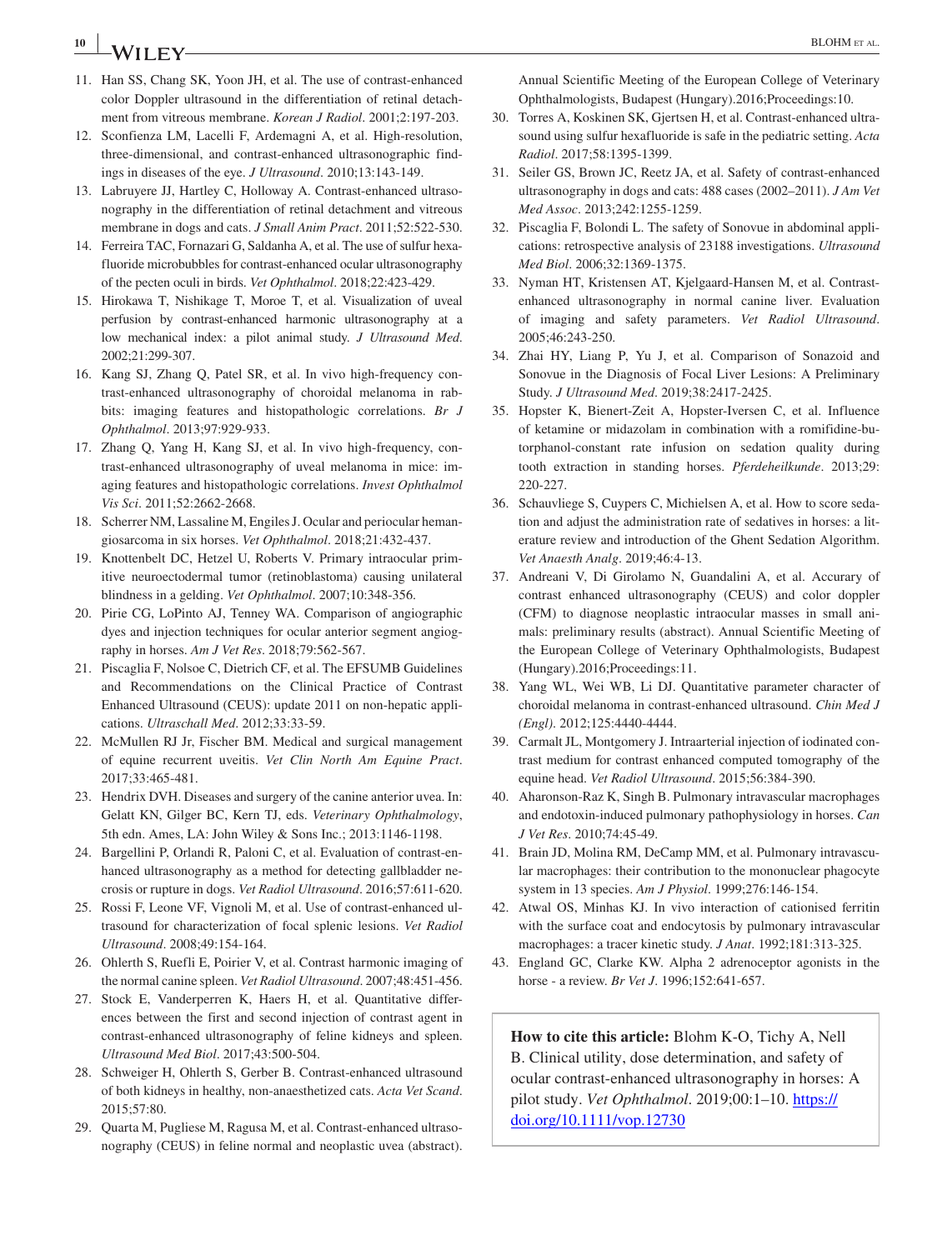11. Han SS, Chang SK, Yoon JH, et al. The use of contrast-enhanced color Doppler ultrasound in the differentiation of retinal detachment from vitreous membrane. *Korean J Radiol*. 2001;2:197-203.
12. Sconfienza LM, Lacelli F, Ardemagni A, et al. High-resolution, three-dimensional, and contrast-enhanced ultrasonographic findings in diseases of the eye. *J Ultrasound*. 2010;13:143-149.
13. Labruyere JJ, Hartley C, Holloway A. Contrast-enhanced ultrasonography in the differentiation of retinal detachment and vitreous membrane in dogs and cats. *J Small Anim Pract*. 2011;52:522-530.
14. Ferreira TAC, Fornazari G, Saldanha A, et al. The use of sulfur hexafluoride microbubbles for contrast-enhanced ocular ultrasonography of the pecten oculi in birds. *Vet Ophthalmol*. 2018;22:423-429.
15. Hirokawa T, Nishikage T, Moroe T, et al. Visualization of uveal perfusion by contrast-enhanced harmonic ultrasonography at a low mechanical index: a pilot animal study. *J Ultrasound Med*. 2002;21:299-307.
16. Kang SJ, Zhang Q, Patel SR, et al. In vivo high-frequency contrast-enhanced ultrasonography of choroidal melanoma in rabbits: imaging features and histopathologic correlations. *Br J Ophthalmol*. 2013;97:929-933.
17. Zhang Q, Yang H, Kang SJ, et al. In vivo high-frequency, contrast-enhanced ultrasonography of uveal melanoma in mice: imaging features and histopathologic correlations. *Invest Ophthalmol Vis Sci*. 2011;52:2662-2668.
18. Scherrer NM, Lassaline M, Engiles J. Ocular and periocular hemangiosarcoma in six horses. *Vet Ophthalmol*. 2018;21:432-437.
19. Knottenbelt DC, Hetzel U, Roberts V. Primary intraocular primitive neuroectodermal tumor (retinoblastoma) causing unilateral blindness in a gelding. *Vet Ophthalmol*. 2007;10:348-356.
20. Pirie CG, LoPinto AJ, Tenney WA. Comparison of angiographic dyes and injection techniques for ocular anterior segment angiography in horses. *Am J Vet Res*. 2018;79:562-567.
21. Piscaglia F, Nolsoe C, Dietrich CF, et al. The EFSUMB Guidelines and Recommendations on the Clinical Practice of Contrast Enhanced Ultrasound (CEUS): update 2011 on non-hepatic applications. *Ultraschall Med*. 2012;33:33-59.
22. McMullen RJ Jr, Fischer BM. Medical and surgical management of equine recurrent uveitis. *Vet Clin North Am Equine Pract*. 2017;33:465-481.
23. Hendrix DVH. Diseases and surgery of the canine anterior uvea. In: Gelatt KN, Gilger BC, Kern TJ, eds. *Veterinary Ophthalmology*, 5th edn. Ames, LA: John Wiley & Sons Inc.; 2013:1146-1198.
24. Bargellini P, Orlandi R, Paloni C, et al. Evaluation of contrast-enhanced ultrasonography as a method for detecting gallbladder necrosis or rupture in dogs. *Vet Radiol Ultrasound*. 2016;57:611-620.
25. Rossi F, Leone VF, Vignoli M, et al. Use of contrast-enhanced ultrasound for characterization of focal splenic lesions. *Vet Radiol Ultrasound*. 2008;49:154-164.
26. Ohlerth S, Ruefli E, Poirier V, et al. Contrast harmonic imaging of the normal canine spleen. *Vet Radiol Ultrasound*. 2007;48:451-456.
27. Stock E, Vanderperren K, Haers H, et al. Quantitative differences between the first and second injection of contrast agent in contrast-enhanced ultrasonography of feline kidneys and spleen. *Ultrasound Med Biol*. 2017;43:500-504.
28. Schweiger H, Ohlerth S, Gerber B. Contrast-enhanced ultrasound of both kidneys in healthy, non-anaesthetized cats. *Acta Vet Scand*. 2015;57:80.
29. Quarta M, Pugliese M, Ragusa M, et al. Contrast-enhanced ultrasonography (CEUS) in feline normal and neoplastic uvea (abstract). Annual Scientific Meeting of the European College of Veterinary Ophthalmologists, Budapest (Hungary).2016;Proceedings:10.
30. Torres A, Koskinen SK, Gjertsen H, et al. Contrast-enhanced ultrasound using sulfur hexafluoride is safe in the pediatric setting. *Acta Radiol*. 2017;58:1395-1399.
31. Seiler GS, Brown JC, Reetz JA, et al. Safety of contrast-enhanced ultrasonography in dogs and cats: 488 cases (2002–2011). *J Am Vet Med Assoc*. 2013;242:1255-1259.
32. Piscaglia F, Bolondi L. The safety of Sonovue in abdominal applications: retrospective analysis of 23188 investigations. *Ultrasound Med Biol*. 2006;32:1369-1375.
33. Nyman HT, Kristensen AT, Kjelgaard-Hansen M, et al. Contrast-enhanced ultrasonography in normal canine liver. Evaluation of imaging and safety parameters. *Vet Radiol Ultrasound*. 2005;46:243-250.
34. Zhai HY, Liang P, Yu J, et al. Comparison of Sonazoid and Sonovue in the Diagnosis of Focal Liver Lesions: A Preliminary Study. *J Ultrasound Med*. 2019;38:2417-2425.
35. Hopster K, Bienert-Zeit A, Hopster-Iversen C, et al. Influence of ketamine or midazolam in combination with a romifidine-butorphanol-constant rate infusion on sedation quality during tooth extraction in standing horses. *Pferdeheilkunde*. 2013;29:220-227.
36. Schauvliege S, Cuypers C, Michielsen A, et al. How to score sedation and adjust the administration rate of sedatives in horses: a literature review and introduction of the Ghent Sedation Algorithm. *Vet Anaesth Analg*. 2019;46:4-13.
37. Andreani V, Di Girolamo N, Guandalini A, et al. Accuracy of contrast enhanced ultrasonography (CEUS) and color doppler (CFM) to diagnose neoplastic intraocular masses in small animals: preliminary results (abstract). Annual Scientific Meeting of the European College of Veterinary Ophthalmologists, Budapest (Hungary).2016;Proceedings:11.
38. Yang WL, Wei WB, Li DJ. Quantitative parameter character of choroidal melanoma in contrast-enhanced ultrasound. *Chin Med J (Engl)*. 2012;125:4440-4444.
39. Carmalt JL, Montgomery J. Intraarterial injection of iodinated contrast medium for contrast enhanced computed tomography of the equine head. *Vet Radiol Ultrasound*. 2015;56:384-390.
40. Aharonson-Raz K, Singh B. Pulmonary intravascular macrophages and endotoxin-induced pulmonary pathophysiology in horses. *Can J Vet Res*. 2010;74:45-49.
41. Brain JD, Molina RM, DeCamp MM, et al. Pulmonary intravascular macrophages: their contribution to the mononuclear phagocyte system in 13 species. *Am J Physiol*. 1999;276:146-154.
42. Atwal OS, Minhas KJ. In vivo interaction of cationised ferritin with the surface coat and endocytosis by pulmonary intravascular macrophages: a tracer kinetic study. *J Anat*. 1992;181:313-325.
43. England GC, Clarke KW. Alpha 2 adrenoceptor agonists in the horse - a review. *Br Vet J*. 1996;152:641-657.

**How to cite this article:** Blohm K-O, Tichy A, Nell B. Clinical utility, dose determination, and safety of ocular contrast-enhanced ultrasonography in horses: A pilot study. *Vet Ophthalmol*. 2019;00:1–10. https://doi.org/10.1111/vop.12730